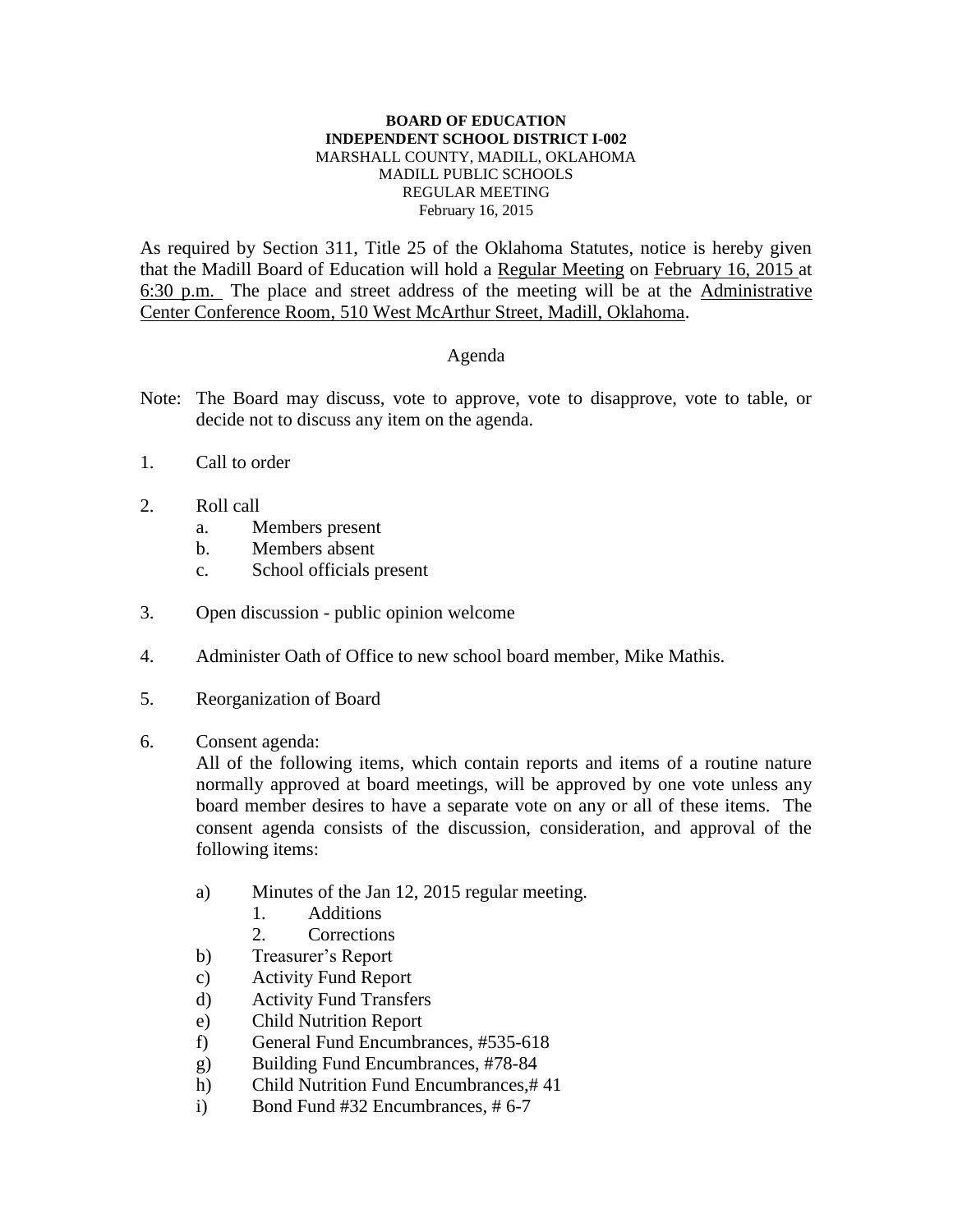**BOARD OF EDUCATION**
**INDEPENDENT SCHOOL DISTRICT I-002**
MARSHALL COUNTY, MADILL, OKLAHOMA
MADILL PUBLIC SCHOOLS
REGULAR MEETING
February 16, 2015

As required by Section 311, Title 25 of the Oklahoma Statutes, notice is hereby given that the Madill Board of Education will hold a Regular Meeting on February 16, 2015 at 6:30 p.m. The place and street address of the meeting will be at the Administrative Center Conference Room, 510 West McArthur Street, Madill, Oklahoma.

Agenda

Note: The Board may discuss, vote to approve, vote to disapprove, vote to table, or decide not to discuss any item on the agenda.

1. Call to order

2. Roll call
   a. Members present
   b. Members absent
   c. School officials present

3. Open discussion - public opinion welcome

4. Administer Oath of Office to new school board member, Mike Mathis.

5. Reorganization of Board

6. Consent agenda:
   All of the following items, which contain reports and items of a routine nature normally approved at board meetings, will be approved by one vote unless any board member desires to have a separate vote on any or all of these items. The consent agenda consists of the discussion, consideration, and approval of the following items:

   a) Minutes of the Jan 12, 2015 regular meeting.
      1. Additions
      2. Corrections
   b) Treasurer's Report
   c) Activity Fund Report
   d) Activity Fund Transfers
   e) Child Nutrition Report
   f) General Fund Encumbrances, #535-618
   g) Building Fund Encumbrances, #78-84
   h) Child Nutrition Fund Encumbrances,# 41
   i) Bond Fund #32 Encumbrances, # 6-7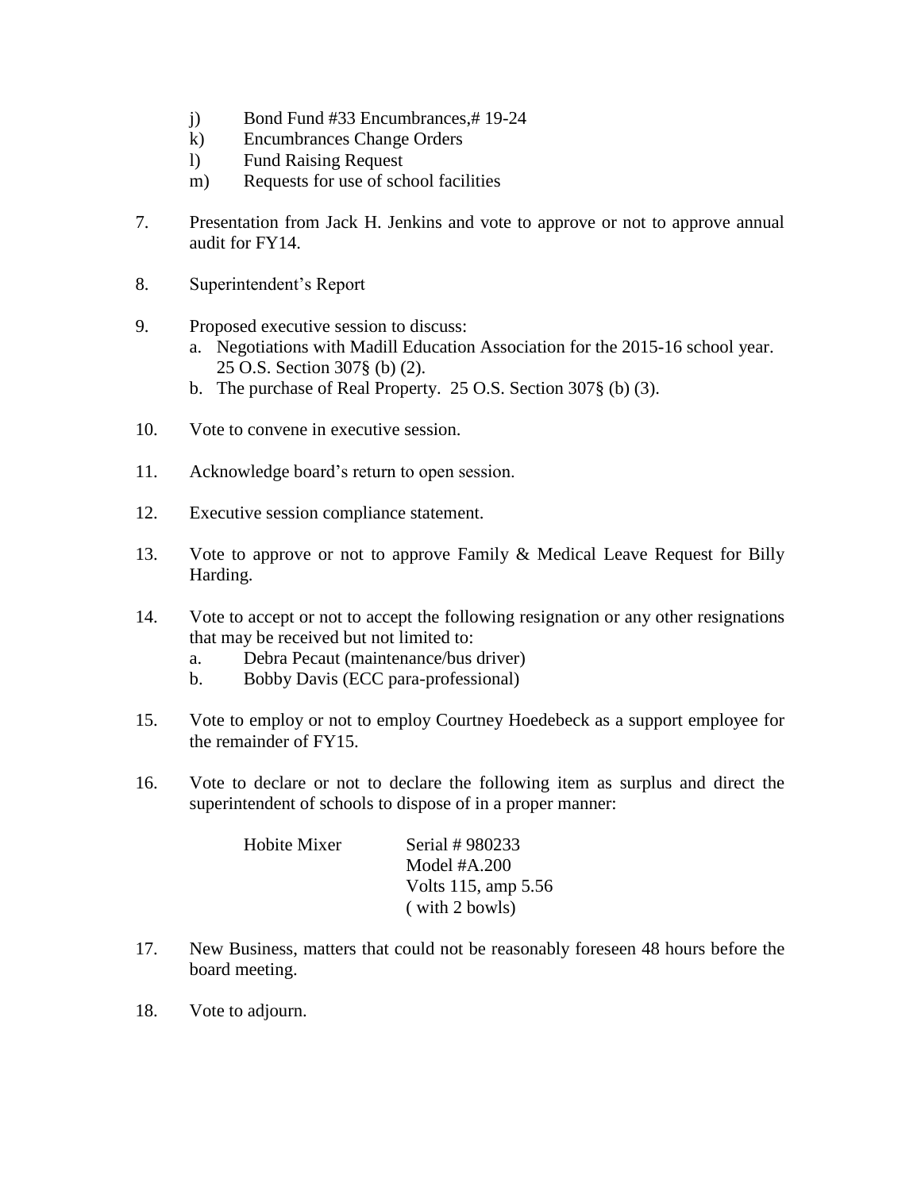j) Bond Fund #33 Encumbrances,# 19-24
k) Encumbrances Change Orders
l) Fund Raising Request
m) Requests for use of school facilities

7. Presentation from Jack H. Jenkins and vote to approve or not to approve annual audit for FY14.

8. Superintendent's Report

9. Proposed executive session to discuss:
   a. Negotiations with Madill Education Association for the 2015-16 school year. 25 O.S. Section 307§ (b) (2).
   b. The purchase of Real Property. 25 O.S. Section 307§ (b) (3).

10. Vote to convene in executive session.

11. Acknowledge board's return to open session.

12. Executive session compliance statement.

13. Vote to approve or not to approve Family & Medical Leave Request for Billy Harding.

14. Vote to accept or not to accept the following resignation or any other resignations that may be received but not limited to:
    a. Debra Pecaut (maintenance/bus driver)
    b. Bobby Davis (ECC para-professional)

15. Vote to employ or not to employ Courtney Hoedebeck as a support employee for the remainder of FY15.

16. Vote to declare or not to declare the following item as surplus and direct the superintendent of schools to dispose of in a proper manner:

    Hobite Mixer    Serial # 980233
                    Model #A.200
                    Volts 115, amp 5.56
                    ( with 2 bowls)

17. New Business, matters that could not be reasonably foreseen 48 hours before the board meeting.

18. Vote to adjourn.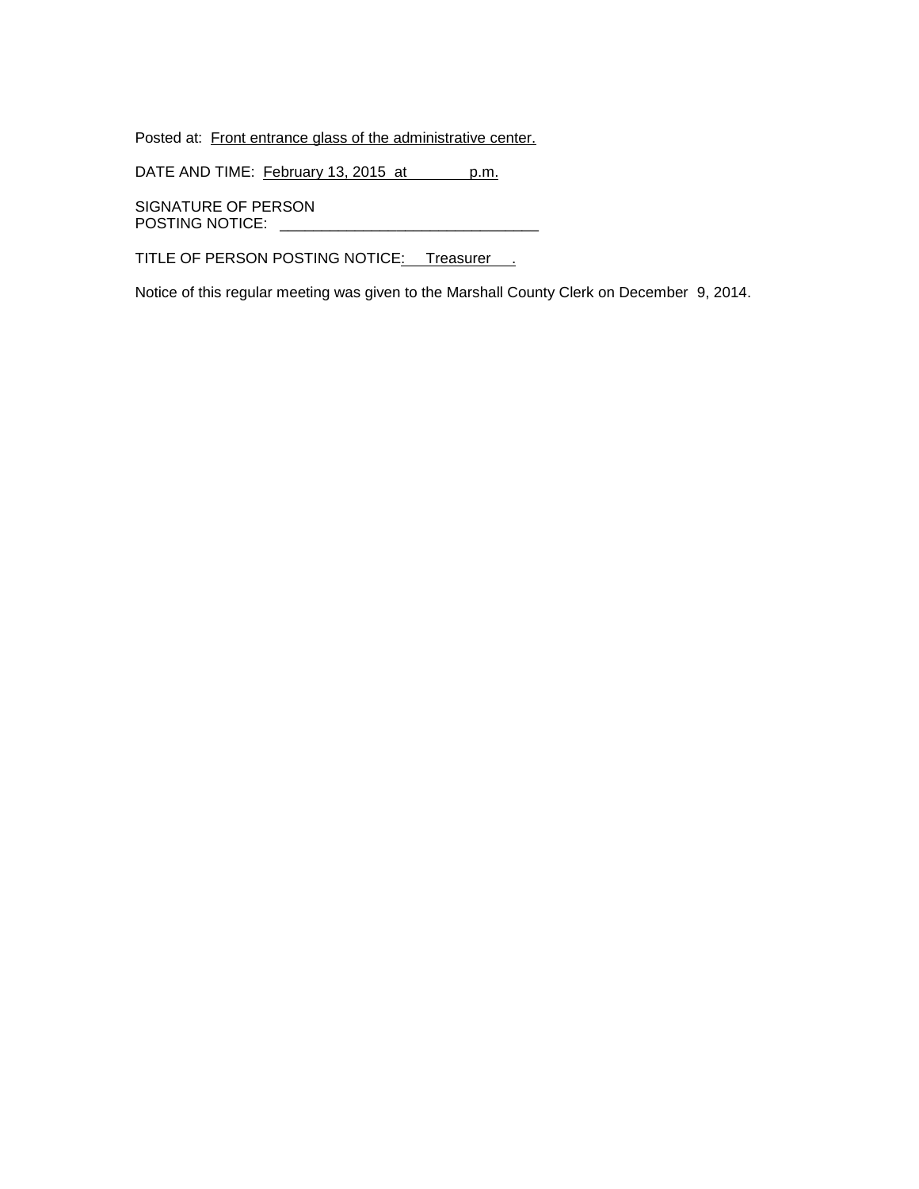Posted at: Front entrance glass of the administrative center.

DATE AND TIME: February 13, 2015 at p.m.

SIGNATURE OF PERSON
POSTING NOTICE: ______________________________

TITLE OF PERSON POSTING NOTICE: Treasurer .

Notice of this regular meeting was given to the Marshall County Clerk on December 9, 2014.